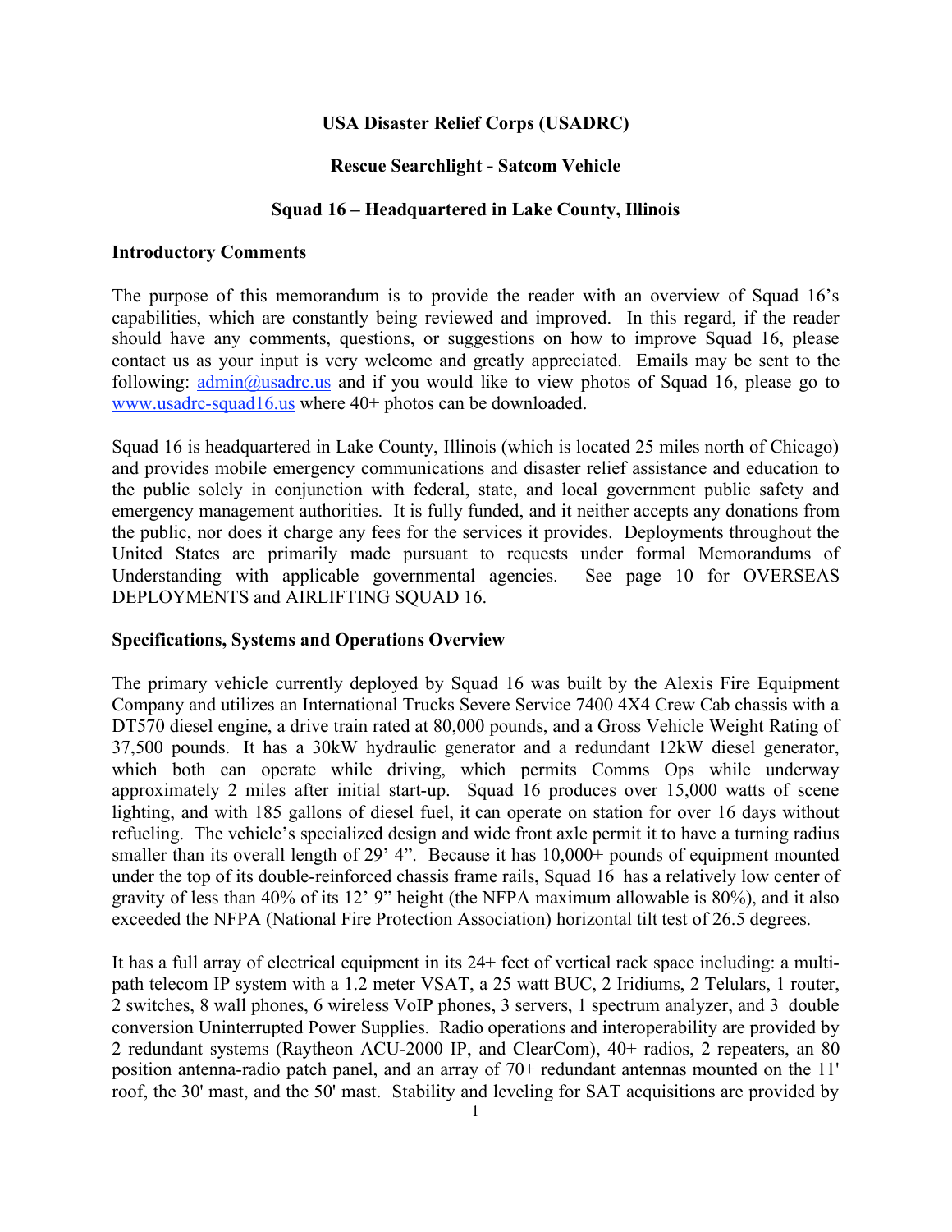**USA Disaster Relief Corps (USADRC)**

**Rescue Searchlight - Satcom Vehicle**

**Squad 16 – Headquartered in Lake County, Illinois**

**Introductory Comments**

The purpose of this memorandum is to provide the reader with an overview of Squad 16's capabilities, which are constantly being reviewed and improved. In this regard, if the reader should have any comments, questions, or suggestions on how to improve Squad 16, please contact us as your input is very welcome and greatly appreciated. Emails may be sent to the following: [admin@usadrc.us](mailto:admin@usadrc.us) and if you would like to view photos of Squad 16, please go to [www.usadrc-squad16.us](http://www.usadrc-squad16.us) where 40+ photos can be downloaded.

Squad 16 is headquartered in Lake County, Illinois (which is located 25 miles north of Chicago) and provides mobile emergency communications and disaster relief assistance and education to the public solely in conjunction with federal, state, and local government public safety and emergency management authorities. It is fully funded, and it neither accepts any donations from the public, nor does it charge any fees for the services it provides. Deployments throughout the United States are primarily made pursuant to requests under formal Memorandums of Understanding with applicable governmental agencies. See page 10 for OVERSEAS DEPLOYMENTS and AIRLIFTING SQUAD 16.

**Specifications, Systems and Operations Overview**

The primary vehicle currently deployed by Squad 16 was built by the Alexis Fire Equipment Company and utilizes an International Trucks Severe Service 7400 4X4 Crew Cab chassis with a DT570 diesel engine, a drive train rated at 80,000 pounds, and a Gross Vehicle Weight Rating of 37,500 pounds. It has a 30kW hydraulic generator and a redundant 12kW diesel generator, which both can operate while driving, which permits Comms Ops while underway approximately 2 miles after initial start-up. Squad 16 produces over 15,000 watts of scene lighting, and with 185 gallons of diesel fuel, it can operate on station for over 16 days without refueling. The vehicle's specialized design and wide front axle permit it to have a turning radius smaller than its overall length of 29' 4". Because it has 10,000+ pounds of equipment mounted under the top of its double-reinforced chassis frame rails, Squad 16 has a relatively low center of gravity of less than 40% of its 12' 9" height (the NFPA maximum allowable is 80%), and it also exceeded the NFPA (National Fire Protection Association) horizontal tilt test of 26.5 degrees.

It has a full array of electrical equipment in its 24+ feet of vertical rack space including: a multi-path telecom IP system with a 1.2 meter VSAT, a 25 watt BUC, 2 Iridiums, 2 Telulars, 1 router, 2 switches, 8 wall phones, 6 wireless VoIP phones, 3 servers, 1 spectrum analyzer, and 3 double conversion Uninterrupted Power Supplies. Radio operations and interoperability are provided by 2 redundant systems (Raytheon ACU-2000 IP, and ClearCom), 40+ radios, 2 repeaters, an 80 position antenna-radio patch panel, and an array of 70+ redundant antennas mounted on the 11' roof, the 30' mast, and the 50' mast. Stability and leveling for SAT acquisitions are provided by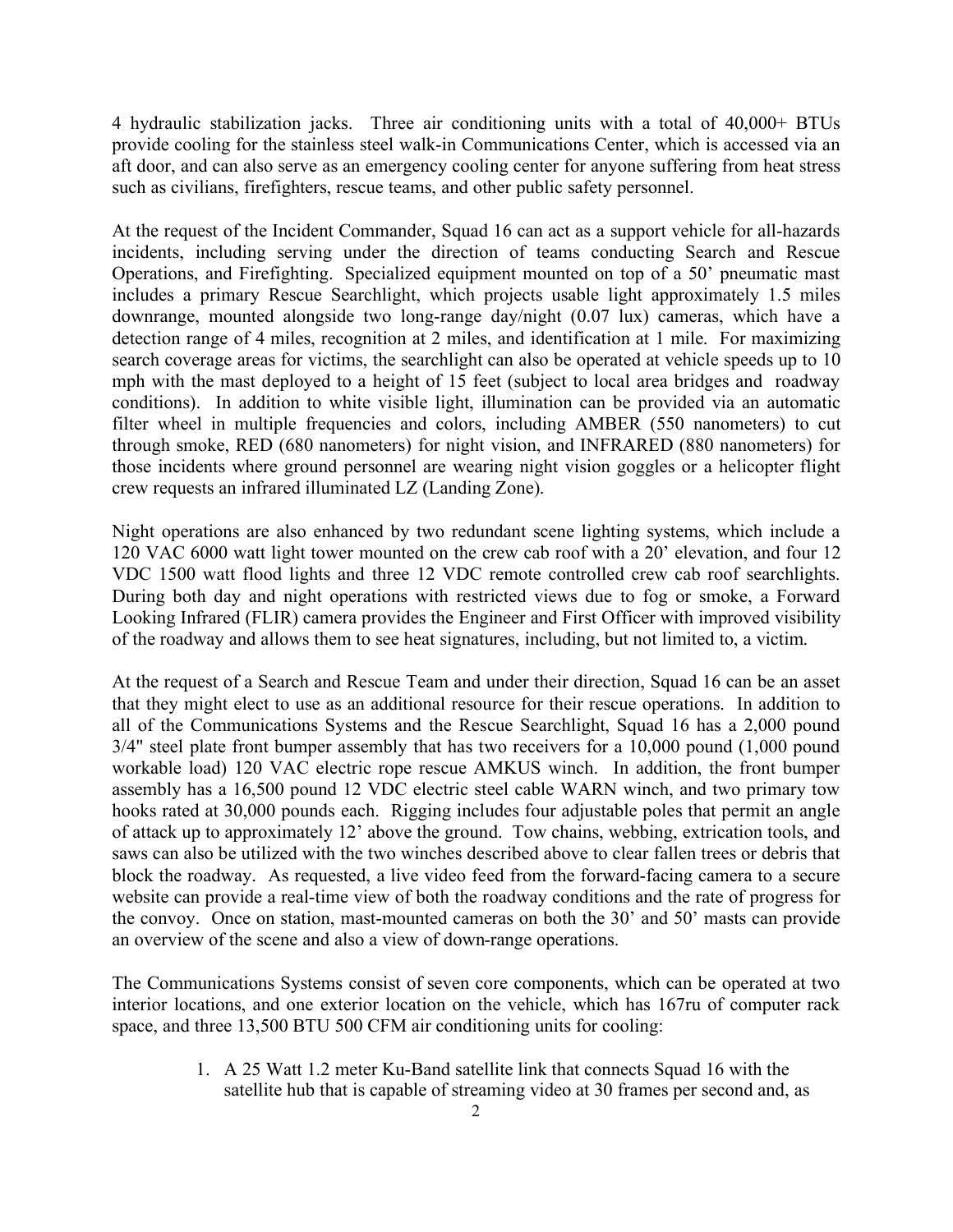4 hydraulic stabilization jacks. Three air conditioning units with a total of 40,000+ BTUs provide cooling for the stainless steel walk-in Communications Center, which is accessed via an aft door, and can also serve as an emergency cooling center for anyone suffering from heat stress such as civilians, firefighters, rescue teams, and other public safety personnel.

At the request of the Incident Commander, Squad 16 can act as a support vehicle for all-hazards incidents, including serving under the direction of teams conducting Search and Rescue Operations, and Firefighting. Specialized equipment mounted on top of a 50' pneumatic mast includes a primary Rescue Searchlight, which projects usable light approximately 1.5 miles downrange, mounted alongside two long-range day/night (0.07 lux) cameras, which have a detection range of 4 miles, recognition at 2 miles, and identification at 1 mile. For maximizing search coverage areas for victims, the searchlight can also be operated at vehicle speeds up to 10 mph with the mast deployed to a height of 15 feet (subject to local area bridges and roadway conditions). In addition to white visible light, illumination can be provided via an automatic filter wheel in multiple frequencies and colors, including AMBER (550 nanometers) to cut through smoke, RED (680 nanometers) for night vision, and INFRARED (880 nanometers) for those incidents where ground personnel are wearing night vision goggles or a helicopter flight crew requests an infrared illuminated LZ (Landing Zone).

Night operations are also enhanced by two redundant scene lighting systems, which include a 120 VAC 6000 watt light tower mounted on the crew cab roof with a 20' elevation, and four 12 VDC 1500 watt flood lights and three 12 VDC remote controlled crew cab roof searchlights. During both day and night operations with restricted views due to fog or smoke, a Forward Looking Infrared (FLIR) camera provides the Engineer and First Officer with improved visibility of the roadway and allows them to see heat signatures, including, but not limited to, a victim.

At the request of a Search and Rescue Team and under their direction, Squad 16 can be an asset that they might elect to use as an additional resource for their rescue operations. In addition to all of the Communications Systems and the Rescue Searchlight, Squad 16 has a 2,000 pound 3/4" steel plate front bumper assembly that has two receivers for a 10,000 pound (1,000 pound workable load) 120 VAC electric rope rescue AMKUS winch. In addition, the front bumper assembly has a 16,500 pound 12 VDC electric steel cable WARN winch, and two primary tow hooks rated at 30,000 pounds each. Rigging includes four adjustable poles that permit an angle of attack up to approximately 12' above the ground. Tow chains, webbing, extrication tools, and saws can also be utilized with the two winches described above to clear fallen trees or debris that block the roadway. As requested, a live video feed from the forward-facing camera to a secure website can provide a real-time view of both the roadway conditions and the rate of progress for the convoy. Once on station, mast-mounted cameras on both the 30' and 50' masts can provide an overview of the scene and also a view of down-range operations.

The Communications Systems consist of seven core components, which can be operated at two interior locations, and one exterior location on the vehicle, which has 167ru of computer rack space, and three 13,500 BTU 500 CFM air conditioning units for cooling:

1. A 25 Watt 1.2 meter Ku-Band satellite link that connects Squad 16 with the satellite hub that is capable of streaming video at 30 frames per second and, as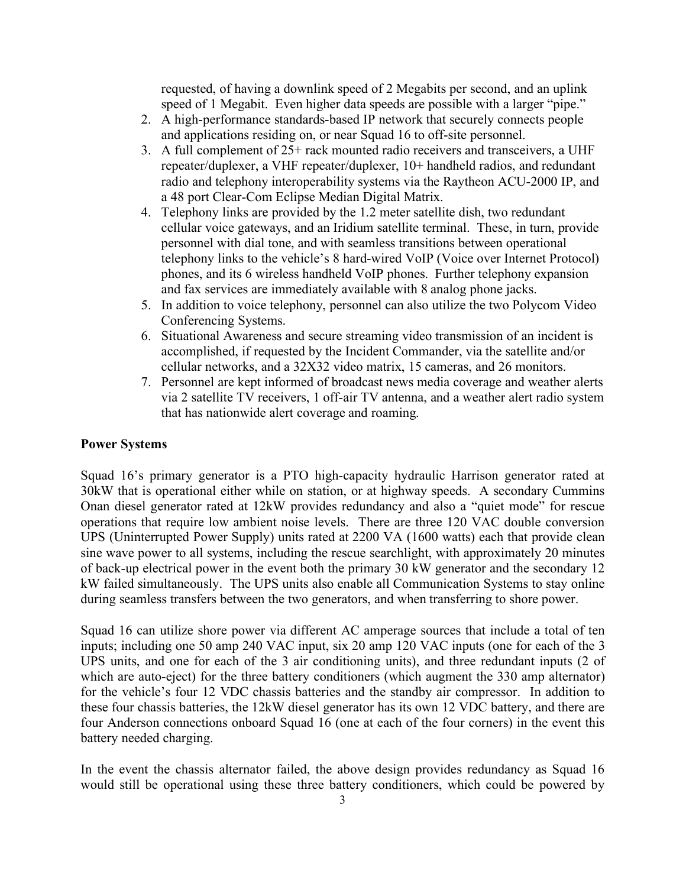requested, of having a downlink speed of 2 Megabits per second, and an uplink speed of 1 Megabit. Even higher data speeds are possible with a larger "pipe."

2. A high-performance standards-based IP network that securely connects people and applications residing on, or near Squad 16 to off-site personnel.
3. A full complement of 25+ rack mounted radio receivers and transceivers, a UHF repeater/duplexer, a VHF repeater/duplexer, 10+ handheld radios, and redundant radio and telephony interoperability systems via the Raytheon ACU-2000 IP, and a 48 port Clear-Com Eclipse Median Digital Matrix.
4. Telephony links are provided by the 1.2 meter satellite dish, two redundant cellular voice gateways, and an Iridium satellite terminal. These, in turn, provide personnel with dial tone, and with seamless transitions between operational telephony links to the vehicle's 8 hard-wired VoIP (Voice over Internet Protocol) phones, and its 6 wireless handheld VoIP phones. Further telephony expansion and fax services are immediately available with 8 analog phone jacks.
5. In addition to voice telephony, personnel can also utilize the two Polycom Video Conferencing Systems.
6. Situational Awareness and secure streaming video transmission of an incident is accomplished, if requested by the Incident Commander, via the satellite and/or cellular networks, and a 32X32 video matrix, 15 cameras, and 26 monitors.
7. Personnel are kept informed of broadcast news media coverage and weather alerts via 2 satellite TV receivers, 1 off-air TV antenna, and a weather alert radio system that has nationwide alert coverage and roaming.

**Power Systems**

Squad 16's primary generator is a PTO high-capacity hydraulic Harrison generator rated at 30kW that is operational either while on station, or at highway speeds. A secondary Cummins Onan diesel generator rated at 12kW provides redundancy and also a "quiet mode" for rescue operations that require low ambient noise levels. There are three 120 VAC double conversion UPS (Uninterrupted Power Supply) units rated at 2200 VA (1600 watts) each that provide clean sine wave power to all systems, including the rescue searchlight, with approximately 20 minutes of back-up electrical power in the event both the primary 30 kW generator and the secondary 12 kW failed simultaneously. The UPS units also enable all Communication Systems to stay online during seamless transfers between the two generators, and when transferring to shore power.

Squad 16 can utilize shore power via different AC amperage sources that include a total of ten inputs; including one 50 amp 240 VAC input, six 20 amp 120 VAC inputs (one for each of the 3 UPS units, and one for each of the 3 air conditioning units), and three redundant inputs (2 of which are auto-eject) for the three battery conditioners (which augment the 330 amp alternator) for the vehicle's four 12 VDC chassis batteries and the standby air compressor. In addition to these four chassis batteries, the 12kW diesel generator has its own 12 VDC battery, and there are four Anderson connections onboard Squad 16 (one at each of the four corners) in the event this battery needed charging.

In the event the chassis alternator failed, the above design provides redundancy as Squad 16 would still be operational using these three battery conditioners, which could be powered by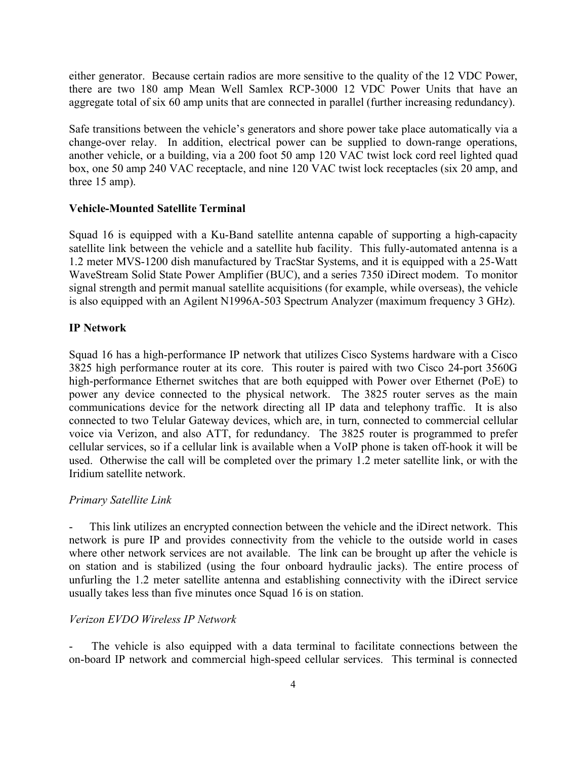either generator. Because certain radios are more sensitive to the quality of the 12 VDC Power, there are two 180 amp Mean Well Samlex RCP-3000 12 VDC Power Units that have an aggregate total of six 60 amp units that are connected in parallel (further increasing redundancy).

Safe transitions between the vehicle's generators and shore power take place automatically via a change-over relay. In addition, electrical power can be supplied to down-range operations, another vehicle, or a building, via a 200 foot 50 amp 120 VAC twist lock cord reel lighted quad box, one 50 amp 240 VAC receptacle, and nine 120 VAC twist lock receptacles (six 20 amp, and three 15 amp).

**Vehicle-Mounted Satellite Terminal**

Squad 16 is equipped with a Ku-Band satellite antenna capable of supporting a high-capacity satellite link between the vehicle and a satellite hub facility. This fully-automated antenna is a 1.2 meter MVS-1200 dish manufactured by TracStar Systems, and it is equipped with a 25-Watt WaveStream Solid State Power Amplifier (BUC), and a series 7350 iDirect modem. To monitor signal strength and permit manual satellite acquisitions (for example, while overseas), the vehicle is also equipped with an Agilent N1996A-503 Spectrum Analyzer (maximum frequency 3 GHz).

**IP Network**

Squad 16 has a high-performance IP network that utilizes Cisco Systems hardware with a Cisco 3825 high performance router at its core. This router is paired with two Cisco 24-port 3560G high-performance Ethernet switches that are both equipped with Power over Ethernet (PoE) to power any device connected to the physical network. The 3825 router serves as the main communications device for the network directing all IP data and telephony traffic. It is also connected to two Telular Gateway devices, which are, in turn, connected to commercial cellular voice via Verizon, and also ATT, for redundancy. The 3825 router is programmed to prefer cellular services, so if a cellular link is available when a VoIP phone is taken off-hook it will be used. Otherwise the call will be completed over the primary 1.2 meter satellite link, or with the Iridium satellite network.

*Primary Satellite Link*

- This link utilizes an encrypted connection between the vehicle and the iDirect network. This network is pure IP and provides connectivity from the vehicle to the outside world in cases where other network services are not available. The link can be brought up after the vehicle is on station and is stabilized (using the four onboard hydraulic jacks). The entire process of unfurling the 1.2 meter satellite antenna and establishing connectivity with the iDirect service usually takes less than five minutes once Squad 16 is on station.

*Verizon EVDO Wireless IP Network*

- The vehicle is also equipped with a data terminal to facilitate connections between the on-board IP network and commercial high-speed cellular services. This terminal is connected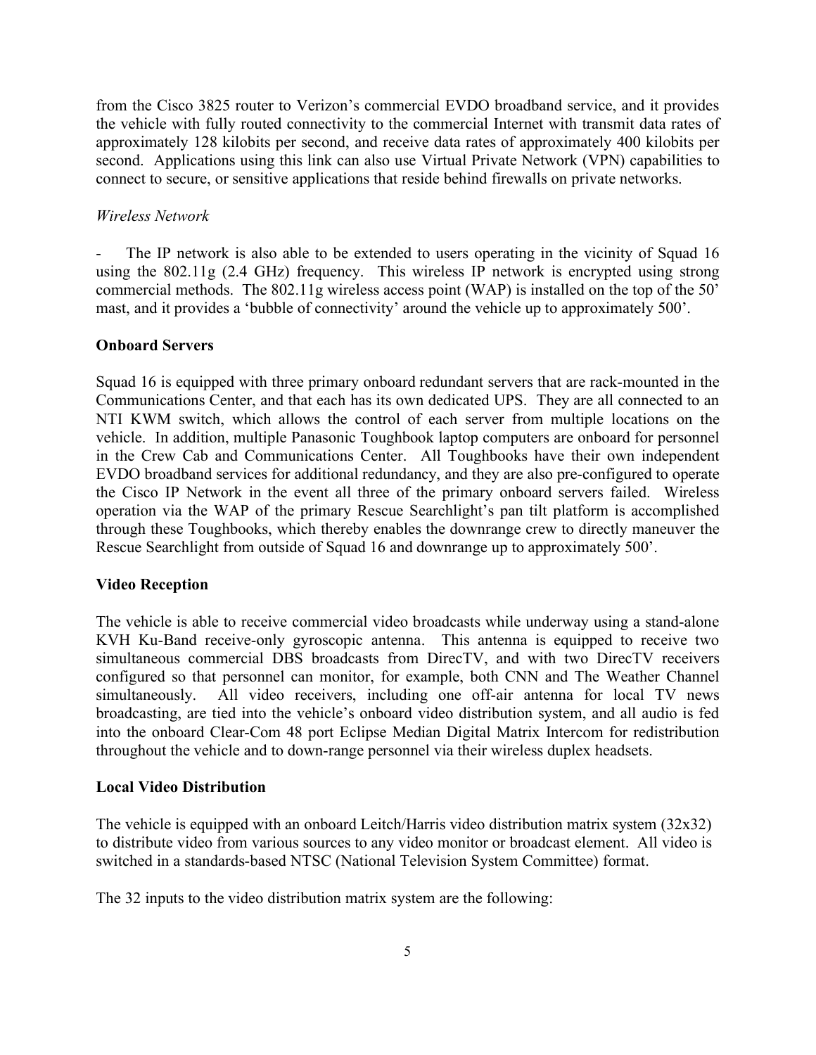from the Cisco 3825 router to Verizon's commercial EVDO broadband service, and it provides the vehicle with fully routed connectivity to the commercial Internet with transmit data rates of approximately 128 kilobits per second, and receive data rates of approximately 400 kilobits per second. Applications using this link can also use Virtual Private Network (VPN) capabilities to connect to secure, or sensitive applications that reside behind firewalls on private networks.

*Wireless Network*

- The IP network is also able to be extended to users operating in the vicinity of Squad 16 using the 802.11g (2.4 GHz) frequency. This wireless IP network is encrypted using strong commercial methods. The 802.11g wireless access point (WAP) is installed on the top of the 50' mast, and it provides a 'bubble of connectivity' around the vehicle up to approximately 500'.

**Onboard Servers**

Squad 16 is equipped with three primary onboard redundant servers that are rack-mounted in the Communications Center, and that each has its own dedicated UPS. They are all connected to an NTI KWM switch, which allows the control of each server from multiple locations on the vehicle. In addition, multiple Panasonic Toughbook laptop computers are onboard for personnel in the Crew Cab and Communications Center. All Toughbooks have their own independent EVDO broadband services for additional redundancy, and they are also pre-configured to operate the Cisco IP Network in the event all three of the primary onboard servers failed. Wireless operation via the WAP of the primary Rescue Searchlight's pan tilt platform is accomplished through these Toughbooks, which thereby enables the downrange crew to directly maneuver the Rescue Searchlight from outside of Squad 16 and downrange up to approximately 500'.

**Video Reception**

The vehicle is able to receive commercial video broadcasts while underway using a stand-alone KVH Ku-Band receive-only gyroscopic antenna. This antenna is equipped to receive two simultaneous commercial DBS broadcasts from DirecTV, and with two DirecTV receivers configured so that personnel can monitor, for example, both CNN and The Weather Channel simultaneously. All video receivers, including one off-air antenna for local TV news broadcasting, are tied into the vehicle's onboard video distribution system, and all audio is fed into the onboard Clear-Com 48 port Eclipse Median Digital Matrix Intercom for redistribution throughout the vehicle and to down-range personnel via their wireless duplex headsets.

**Local Video Distribution**

The vehicle is equipped with an onboard Leitch/Harris video distribution matrix system (32x32) to distribute video from various sources to any video monitor or broadcast element. All video is switched in a standards-based NTSC (National Television System Committee) format.

The 32 inputs to the video distribution matrix system are the following: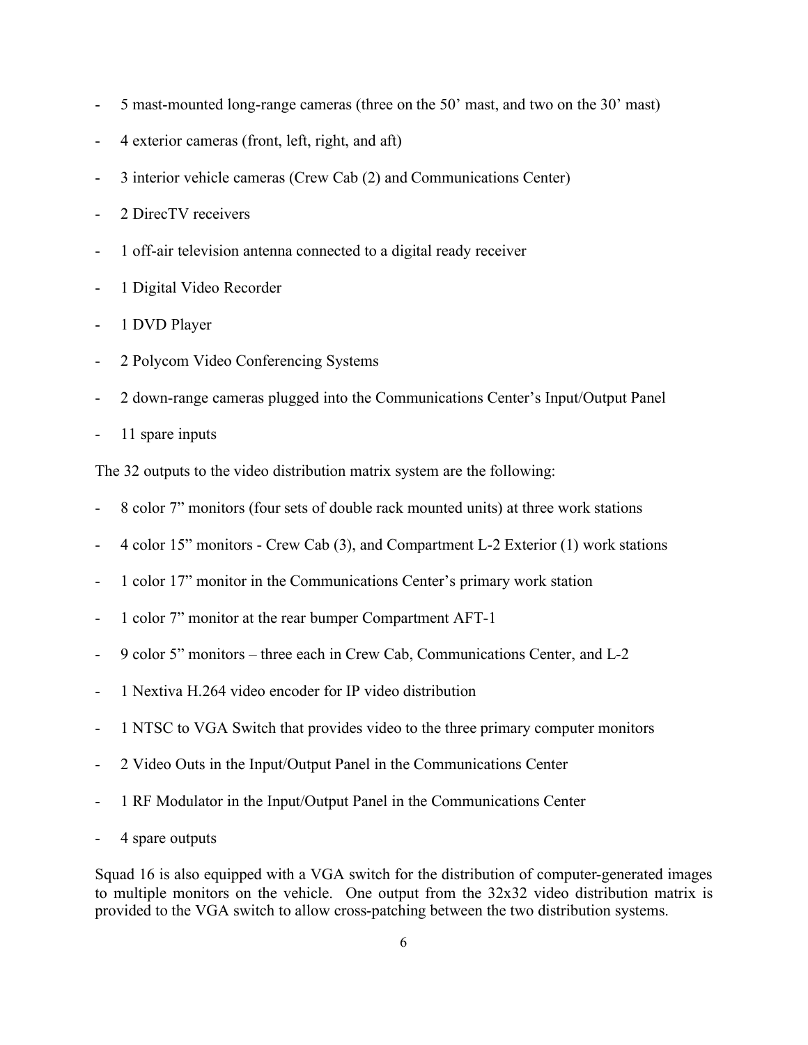- 5 mast-mounted long-range cameras (three on the 50' mast, and two on the 30' mast)
- 4 exterior cameras (front, left, right, and aft)
- 3 interior vehicle cameras (Crew Cab (2) and Communications Center)
- 2 DirecTV receivers
- 1 off-air television antenna connected to a digital ready receiver
- 1 Digital Video Recorder
- 1 DVD Player
- 2 Polycom Video Conferencing Systems
- 2 down-range cameras plugged into the Communications Center's Input/Output Panel
- 11 spare inputs

The 32 outputs to the video distribution matrix system are the following:

- 8 color 7" monitors (four sets of double rack mounted units) at three work stations
- 4 color 15" monitors - Crew Cab (3), and Compartment L-2 Exterior (1) work stations
- 1 color 17" monitor in the Communications Center's primary work station
- 1 color 7" monitor at the rear bumper Compartment AFT-1
- 9 color 5" monitors – three each in Crew Cab, Communications Center, and L-2
- 1 Nextiva H.264 video encoder for IP video distribution
- 1 NTSC to VGA Switch that provides video to the three primary computer monitors
- 2 Video Outs in the Input/Output Panel in the Communications Center
- 1 RF Modulator in the Input/Output Panel in the Communications Center
- 4 spare outputs

Squad 16 is also equipped with a VGA switch for the distribution of computer-generated images to multiple monitors on the vehicle. One output from the 32x32 video distribution matrix is provided to the VGA switch to allow cross-patching between the two distribution systems.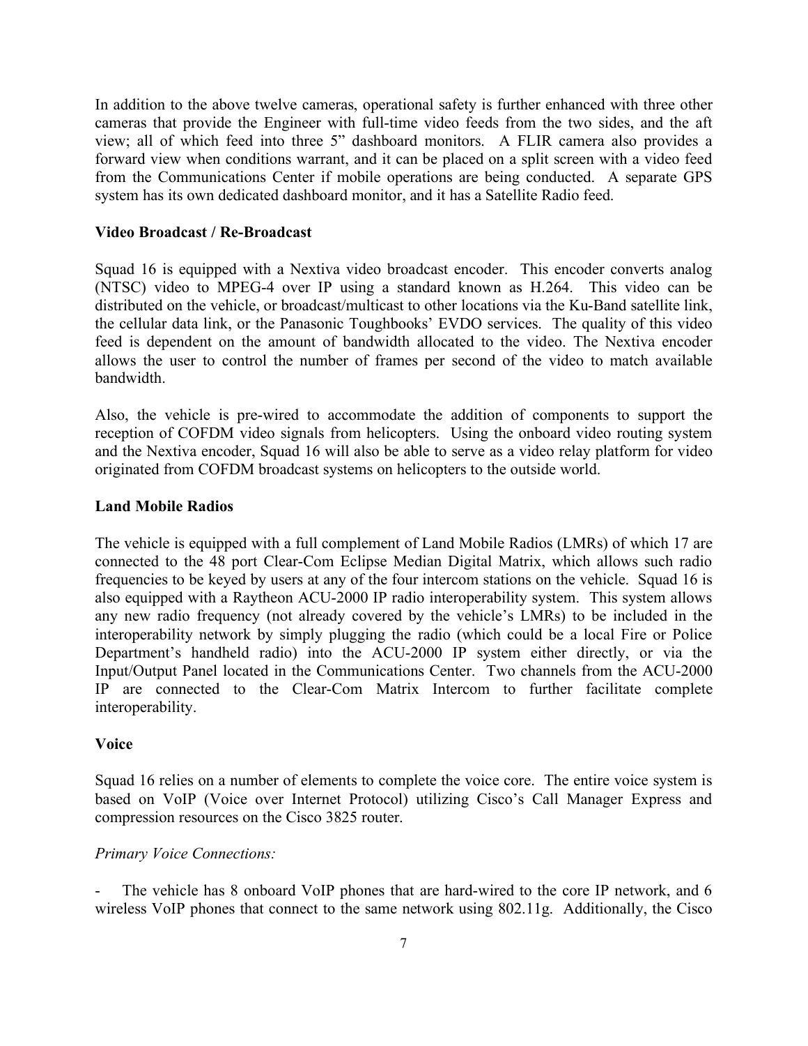In addition to the above twelve cameras, operational safety is further enhanced with three other cameras that provide the Engineer with full-time video feeds from the two sides, and the aft view; all of which feed into three 5" dashboard monitors. A FLIR camera also provides a forward view when conditions warrant, and it can be placed on a split screen with a video feed from the Communications Center if mobile operations are being conducted. A separate GPS system has its own dedicated dashboard monitor, and it has a Satellite Radio feed.

**Video Broadcast / Re-Broadcast**

Squad 16 is equipped with a Nextiva video broadcast encoder. This encoder converts analog (NTSC) video to MPEG-4 over IP using a standard known as H.264. This video can be distributed on the vehicle, or broadcast/multicast to other locations via the Ku-Band satellite link, the cellular data link, or the Panasonic Toughbooks' EVDO services. The quality of this video feed is dependent on the amount of bandwidth allocated to the video. The Nextiva encoder allows the user to control the number of frames per second of the video to match available bandwidth.

Also, the vehicle is pre-wired to accommodate the addition of components to support the reception of COFDM video signals from helicopters. Using the onboard video routing system and the Nextiva encoder, Squad 16 will also be able to serve as a video relay platform for video originated from COFDM broadcast systems on helicopters to the outside world.

**Land Mobile Radios**

The vehicle is equipped with a full complement of Land Mobile Radios (LMRs) of which 17 are connected to the 48 port Clear-Com Eclipse Median Digital Matrix, which allows such radio frequencies to be keyed by users at any of the four intercom stations on the vehicle. Squad 16 is also equipped with a Raytheon ACU-2000 IP radio interoperability system. This system allows any new radio frequency (not already covered by the vehicle's LMRs) to be included in the interoperability network by simply plugging the radio (which could be a local Fire or Police Department's handheld radio) into the ACU-2000 IP system either directly, or via the Input/Output Panel located in the Communications Center. Two channels from the ACU-2000 IP are connected to the Clear-Com Matrix Intercom to further facilitate complete interoperability.

**Voice**

Squad 16 relies on a number of elements to complete the voice core. The entire voice system is based on VoIP (Voice over Internet Protocol) utilizing Cisco's Call Manager Express and compression resources on the Cisco 3825 router.

*Primary Voice Connections:*

- The vehicle has 8 onboard VoIP phones that are hard-wired to the core IP network, and 6 wireless VoIP phones that connect to the same network using 802.11g. Additionally, the Cisco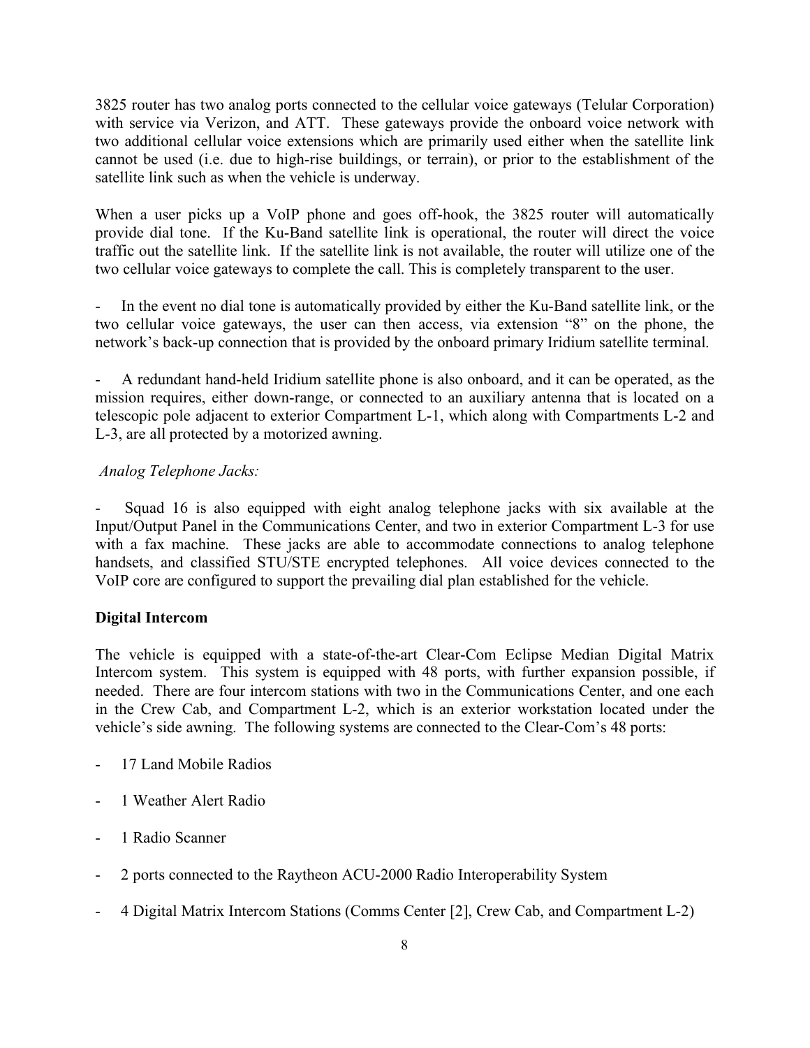3825 router has two analog ports connected to the cellular voice gateways (Telular Corporation) with service via Verizon, and ATT. These gateways provide the onboard voice network with two additional cellular voice extensions which are primarily used either when the satellite link cannot be used (i.e. due to high-rise buildings, or terrain), or prior to the establishment of the satellite link such as when the vehicle is underway.

When a user picks up a VoIP phone and goes off-hook, the 3825 router will automatically provide dial tone. If the Ku-Band satellite link is operational, the router will direct the voice traffic out the satellite link. If the satellite link is not available, the router will utilize one of the two cellular voice gateways to complete the call. This is completely transparent to the user.

- In the event no dial tone is automatically provided by either the Ku-Band satellite link, or the two cellular voice gateways, the user can then access, via extension "8" on the phone, the network's back-up connection that is provided by the onboard primary Iridium satellite terminal.

- A redundant hand-held Iridium satellite phone is also onboard, and it can be operated, as the mission requires, either down-range, or connected to an auxiliary antenna that is located on a telescopic pole adjacent to exterior Compartment L-1, which along with Compartments L-2 and L-3, are all protected by a motorized awning.

*Analog Telephone Jacks:*

- Squad 16 is also equipped with eight analog telephone jacks with six available at the Input/Output Panel in the Communications Center, and two in exterior Compartment L-3 for use with a fax machine. These jacks are able to accommodate connections to analog telephone handsets, and classified STU/STE encrypted telephones. All voice devices connected to the VoIP core are configured to support the prevailing dial plan established for the vehicle.

**Digital Intercom**

The vehicle is equipped with a state-of-the-art Clear-Com Eclipse Median Digital Matrix Intercom system. This system is equipped with 48 ports, with further expansion possible, if needed. There are four intercom stations with two in the Communications Center, and one each in the Crew Cab, and Compartment L-2, which is an exterior workstation located under the vehicle's side awning. The following systems are connected to the Clear-Com's 48 ports:

- 17 Land Mobile Radios
- 1 Weather Alert Radio
- 1 Radio Scanner
- 2 ports connected to the Raytheon ACU-2000 Radio Interoperability System
- 4 Digital Matrix Intercom Stations (Comms Center [2], Crew Cab, and Compartment L-2)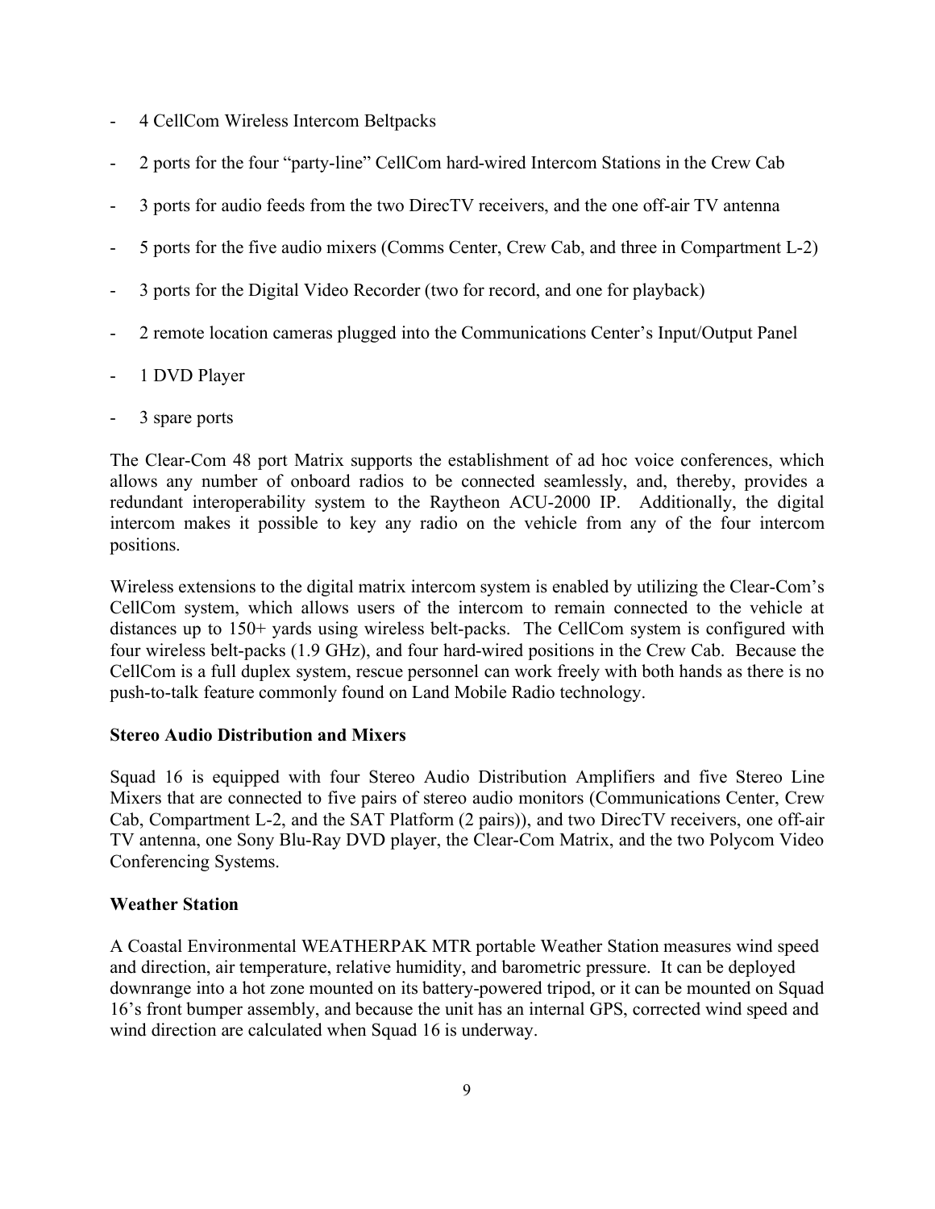- 4 CellCom Wireless Intercom Beltpacks
- 2 ports for the four "party-line" CellCom hard-wired Intercom Stations in the Crew Cab
- 3 ports for audio feeds from the two DirecTV receivers, and the one off-air TV antenna
- 5 ports for the five audio mixers (Comms Center, Crew Cab, and three in Compartment L-2)
- 3 ports for the Digital Video Recorder (two for record, and one for playback)
- 2 remote location cameras plugged into the Communications Center's Input/Output Panel
- 1 DVD Player
- 3 spare ports

The Clear-Com 48 port Matrix supports the establishment of ad hoc voice conferences, which allows any number of onboard radios to be connected seamlessly, and, thereby, provides a redundant interoperability system to the Raytheon ACU-2000 IP. Additionally, the digital intercom makes it possible to key any radio on the vehicle from any of the four intercom positions.

Wireless extensions to the digital matrix intercom system is enabled by utilizing the Clear-Com's CellCom system, which allows users of the intercom to remain connected to the vehicle at distances up to 150+ yards using wireless belt-packs. The CellCom system is configured with four wireless belt-packs (1.9 GHz), and four hard-wired positions in the Crew Cab. Because the CellCom is a full duplex system, rescue personnel can work freely with both hands as there is no push-to-talk feature commonly found on Land Mobile Radio technology.

**Stereo Audio Distribution and Mixers**

Squad 16 is equipped with four Stereo Audio Distribution Amplifiers and five Stereo Line Mixers that are connected to five pairs of stereo audio monitors (Communications Center, Crew Cab, Compartment L-2, and the SAT Platform (2 pairs)), and two DirecTV receivers, one off-air TV antenna, one Sony Blu-Ray DVD player, the Clear-Com Matrix, and the two Polycom Video Conferencing Systems.

**Weather Station**

A Coastal Environmental WEATHERPAK MTR portable Weather Station measures wind speed and direction, air temperature, relative humidity, and barometric pressure. It can be deployed downrange into a hot zone mounted on its battery-powered tripod, or it can be mounted on Squad 16's front bumper assembly, and because the unit has an internal GPS, corrected wind speed and wind direction are calculated when Squad 16 is underway.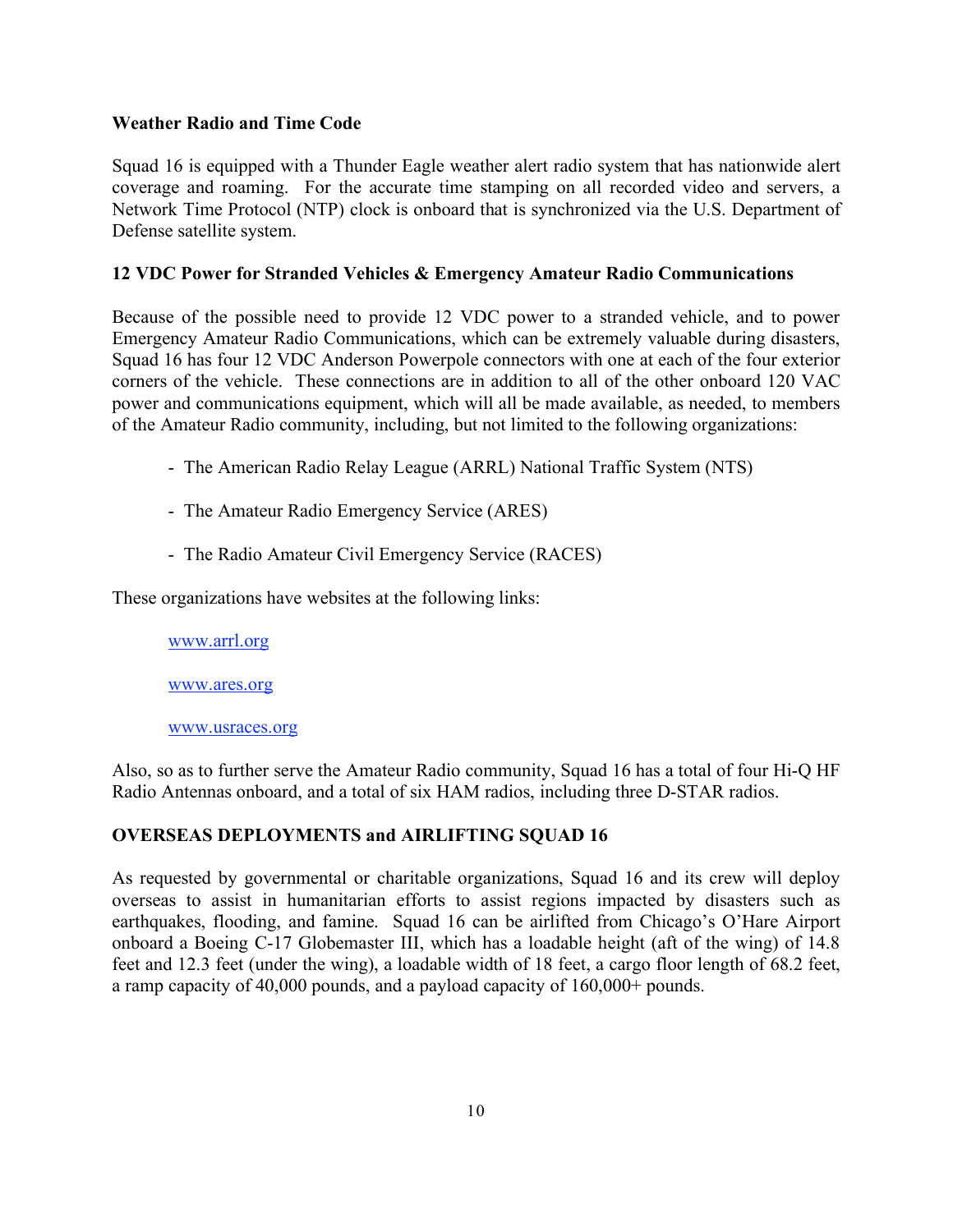**Weather Radio and Time Code**

Squad 16 is equipped with a Thunder Eagle weather alert radio system that has nationwide alert coverage and roaming. For the accurate time stamping on all recorded video and servers, a Network Time Protocol (NTP) clock is onboard that is synchronized via the U.S. Department of Defense satellite system.

**12 VDC Power for Stranded Vehicles & Emergency Amateur Radio Communications**

Because of the possible need to provide 12 VDC power to a stranded vehicle, and to power Emergency Amateur Radio Communications, which can be extremely valuable during disasters, Squad 16 has four 12 VDC Anderson Powerpole connectors with one at each of the four exterior corners of the vehicle. These connections are in addition to all of the other onboard 120 VAC power and communications equipment, which will all be made available, as needed, to members of the Amateur Radio community, including, but not limited to the following organizations:

- The American Radio Relay League (ARRL) National Traffic System (NTS)
- The Amateur Radio Emergency Service (ARES)
- The Radio Amateur Civil Emergency Service (RACES)

These organizations have websites at the following links:

www.arrl.org

www.ares.org

www.usraces.org

Also, so as to further serve the Amateur Radio community, Squad 16 has a total of four Hi-Q HF Radio Antennas onboard, and a total of six HAM radios, including three D-STAR radios.

**OVERSEAS DEPLOYMENTS and AIRLIFTING SQUAD 16**

As requested by governmental or charitable organizations, Squad 16 and its crew will deploy overseas to assist in humanitarian efforts to assist regions impacted by disasters such as earthquakes, flooding, and famine. Squad 16 can be airlifted from Chicago's O'Hare Airport onboard a Boeing C-17 Globemaster III, which has a loadable height (aft of the wing) of 14.8 feet and 12.3 feet (under the wing), a loadable width of 18 feet, a cargo floor length of 68.2 feet, a ramp capacity of 40,000 pounds, and a payload capacity of 160,000+ pounds.